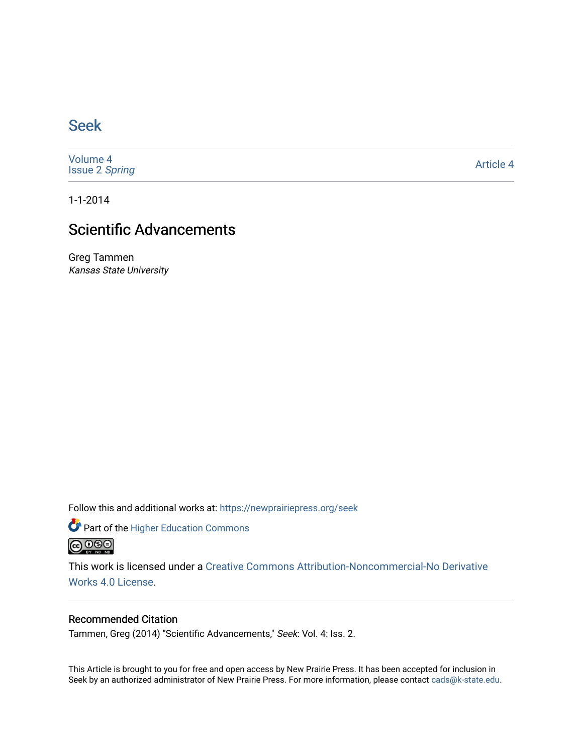# Seek

Volume 4
Issue 2 *Spring*

Article 4

1-1-2014

## Scientific Advancements

Greg Tammen
*Kansas State University*

Follow this and additional works at: https://newprairiepress.org/seek

Part of the Higher Education Commons

This work is licensed under a Creative Commons Attribution-Noncommercial-No Derivative Works 4.0 License.

### Recommended Citation

Tammen, Greg (2014) "Scientific Advancements," *Seek*: Vol. 4: Iss. 2.

This Article is brought to you for free and open access by New Prairie Press. It has been accepted for inclusion in Seek by an authorized administrator of New Prairie Press. For more information, please contact cads@k-state.edu.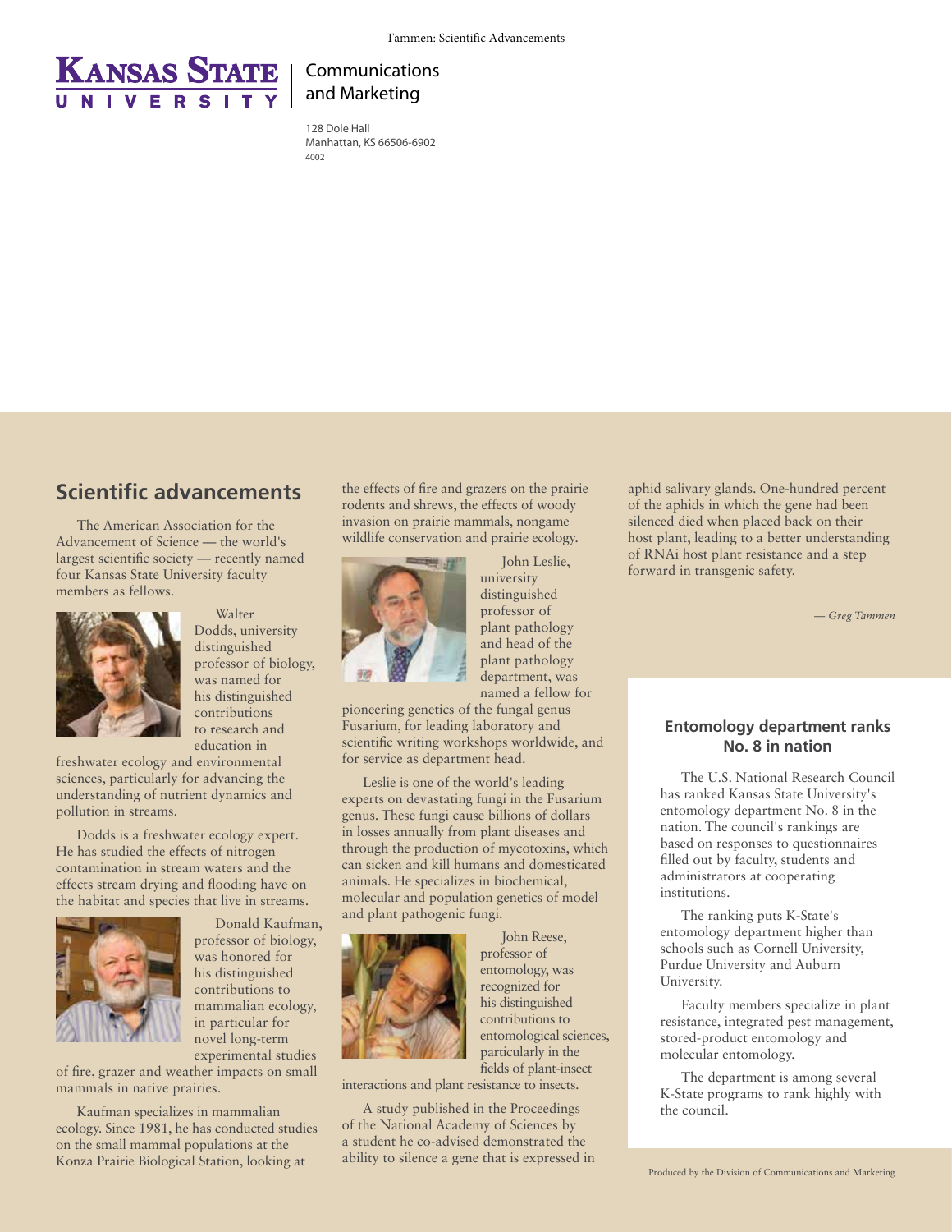Kansas State University | Communications and Marketing

128 Dole Hall
Manhattan, KS 66506-6902
4002

## Scientific advancements

The American Association for the Advancement of Science — the world's largest scientific society — recently named four Kansas State University faculty members as fellows.

Walter Dodds, university distinguished professor of biology, was named for his distinguished contributions to research and education in freshwater ecology and environmental sciences, particularly for advancing the understanding of nutrient dynamics and pollution in streams.

Dodds is a freshwater ecology expert. He has studied the effects of nitrogen contamination in stream waters and the effects stream drying and flooding have on the habitat and species that live in streams.

Donald Kaufman, professor of biology, was honored for his distinguished contributions to mammalian ecology, in particular for novel long-term experimental studies of fire, grazer and weather impacts on small mammals in native prairies.

Kaufman specializes in mammalian ecology. Since 1981, he has conducted studies on the small mammal populations at the Konza Prairie Biological Station, looking at the effects of fire and grazers on the prairie rodents and shrews, the effects of woody invasion on prairie mammals, nongame wildlife conservation and prairie ecology.

John Leslie, university distinguished professor of plant pathology and head of the plant pathology department, was named a fellow for pioneering genetics of the fungal genus Fusarium, for leading laboratory and scientific writing workshops worldwide, and for service as department head.

Leslie is one of the world's leading experts on devastating fungi in the Fusarium genus. These fungi cause billions of dollars in losses annually from plant diseases and through the production of mycotoxins, which can sicken and kill humans and domesticated animals. He specializes in biochemical, molecular and population genetics of model and plant pathogenic fungi.

John Reese, professor of entomology, was recognized for his distinguished contributions to entomological sciences, particularly in the fields of plant-insect interactions and plant resistance to insects.

A study published in the Proceedings of the National Academy of Sciences by a student he co-advised demonstrated the ability to silence a gene that is expressed in aphid salivary glands. One-hundred percent of the aphids in which the gene had been silenced died when placed back on their host plant, leading to a better understanding of RNAi host plant resistance and a step forward in transgenic safety.

*— Greg Tammen*

### Entomology department ranks No. 8 in nation

The U.S. National Research Council has ranked Kansas State University's entomology department No. 8 in the nation. The council's rankings are based on responses to questionnaires filled out by faculty, students and administrators at cooperating institutions.

The ranking puts K-State's entomology department higher than schools such as Cornell University, Purdue University and Auburn University.

Faculty members specialize in plant resistance, integrated pest management, stored-product entomology and molecular entomology.

The department is among several K-State programs to rank highly with the council.

Produced by the Division of Communications and Marketing